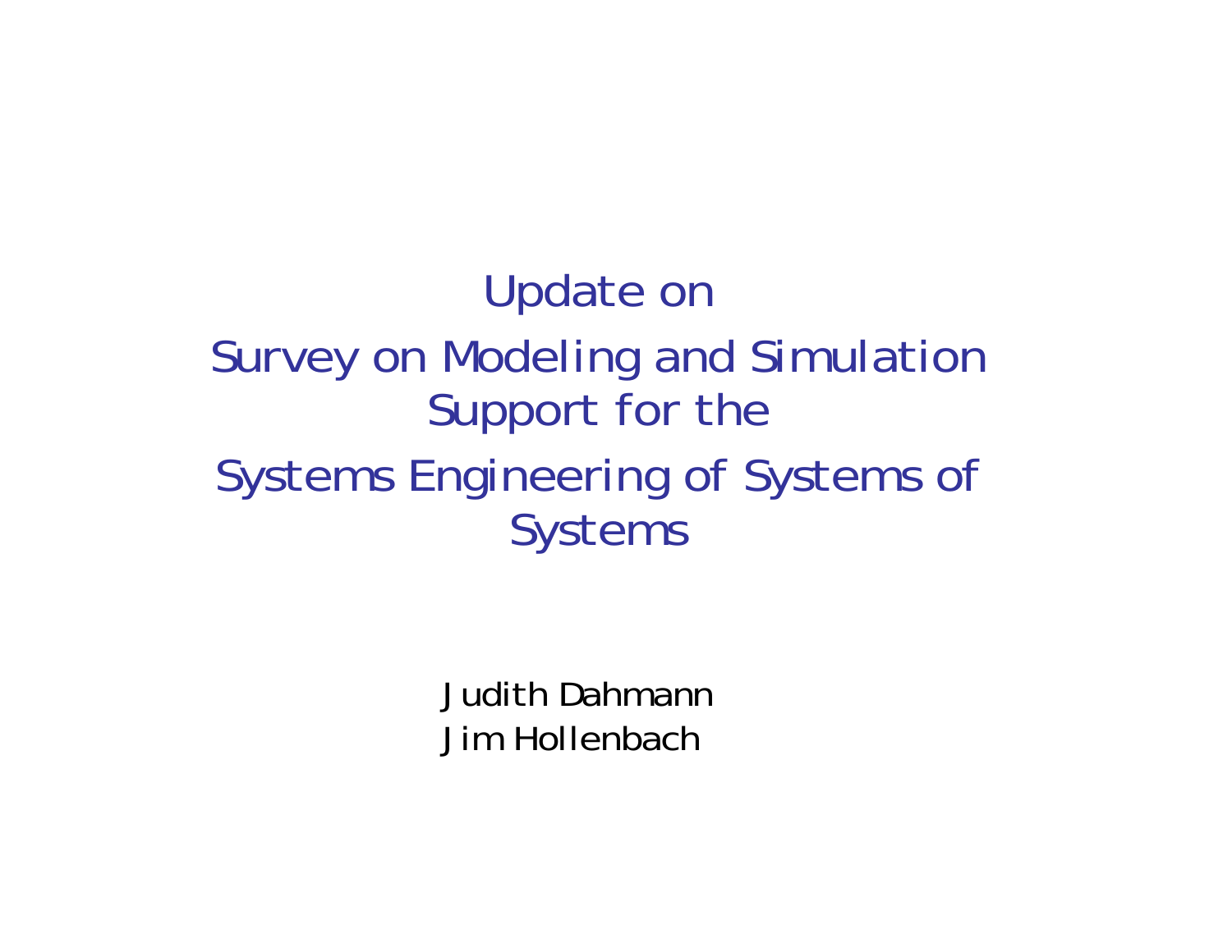# Update on

# Survey on Modeling and Simulation Support for the Systems Engineering of Systems of Systems

Judith Dahmann
Jim Hollenbach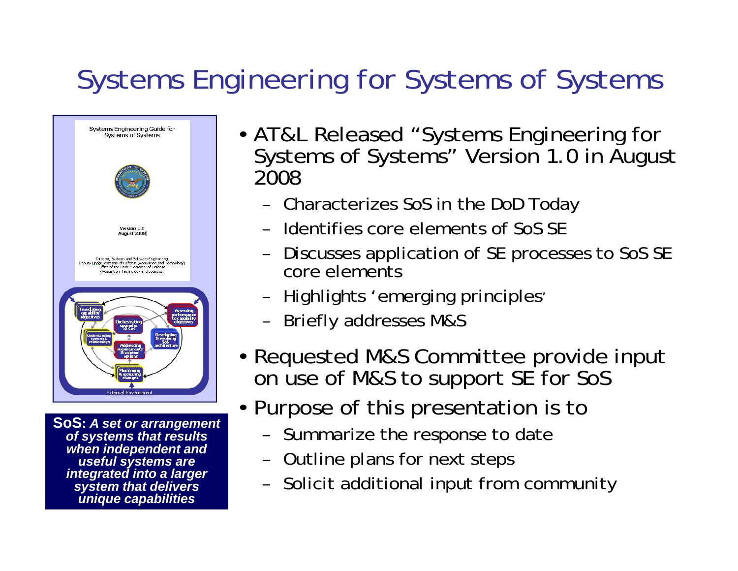# Systems Engineering for Systems of Systems

- AT&L Released "Systems Engineering for Systems of Systems" Version 1.0 in August 2008
  - Characterizes SoS in the DoD Today
  - Identifies core elements of SoS SE
  - Discusses application of SE processes to SoS SE core elements
  - Highlights 'emerging principles'
  - Briefly addresses M&S
- Requested M&S Committee provide input on use of M&S to support SE for SoS
- Purpose of this presentation is to
  - Summarize the response to date
  - Outline plans for next steps
  - Solicit additional input from community

**SoS:** ***A set or arrangement of systems that results when independent and useful systems are integrated into a larger system that delivers unique capabilities***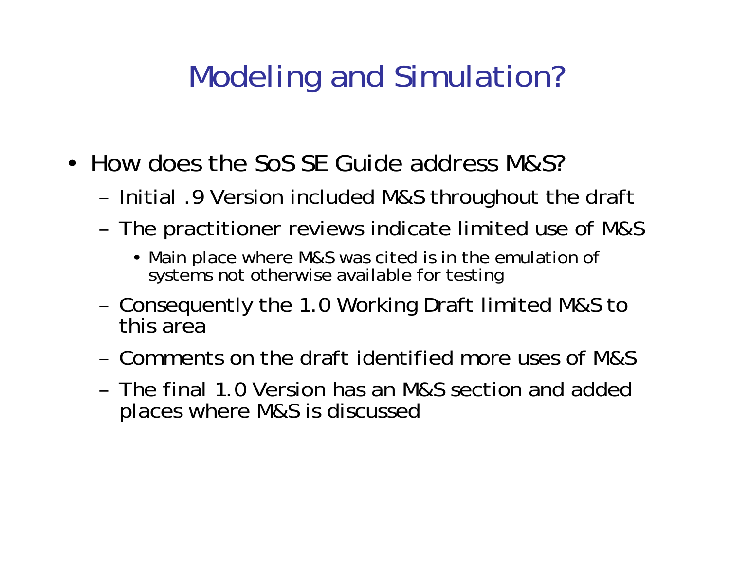# Modeling and Simulation?

- How does the SoS SE Guide address M&S?
  - Initial .9 Version included M&S throughout the draft
  - The practitioner reviews indicate limited use of M&S
    - Main place where M&S was cited is in the emulation of systems not otherwise available for testing
  - Consequently the 1.0 Working Draft limited M&S to this area
  - Comments on the draft identified more uses of M&S
  - The final 1.0 Version has an M&S section and added places where M&S is discussed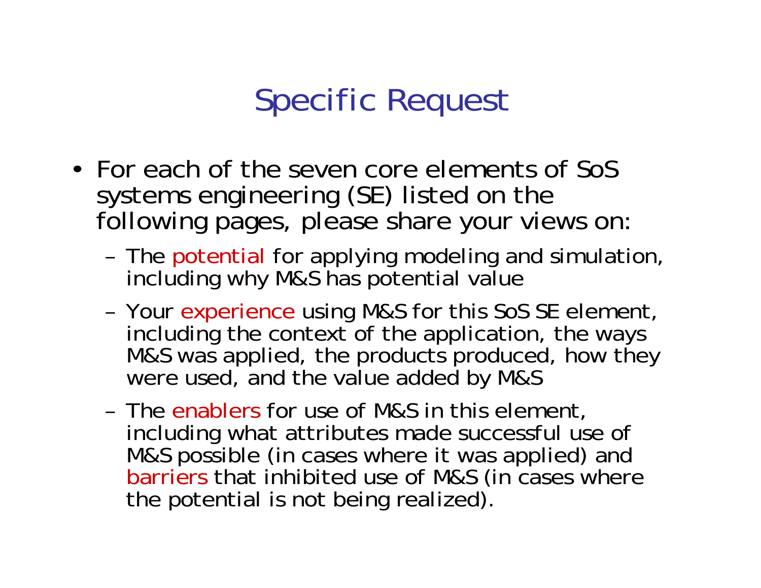# Specific Request

- For each of the seven core elements of SoS systems engineering (SE) listed on the following pages, please share your views on:
  - The potential for applying modeling and simulation, including why M&S has potential value
  - Your experience using M&S for this SoS SE element, including the context of the application, the ways M&S was applied, the products produced, how they were used, and the value added by M&S
  - The enablers for use of M&S in this element, including what attributes made successful use of M&S possible (in cases where it was applied) and barriers that inhibited use of M&S (in cases where the potential is not being realized).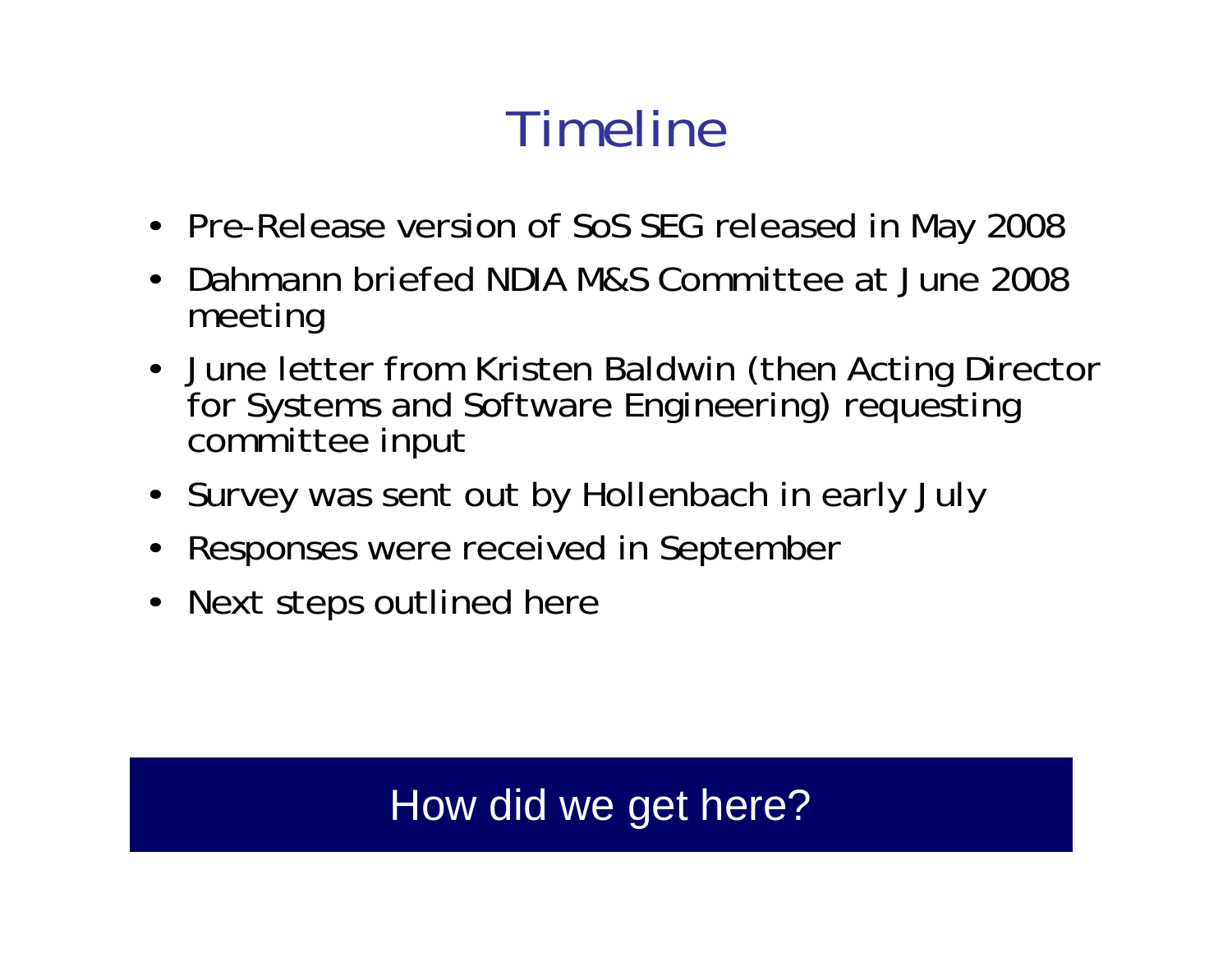# Timeline

- Pre-Release version of SoS SEG released in May 2008
- Dahmann briefed NDIA M&S Committee at June 2008 meeting
- June letter from Kristen Baldwin (then Acting Director for Systems and Software Engineering) requesting committee input
- Survey was sent out by Hollenbach in early July
- Responses were received in September
- Next steps outlined here

How did we get here?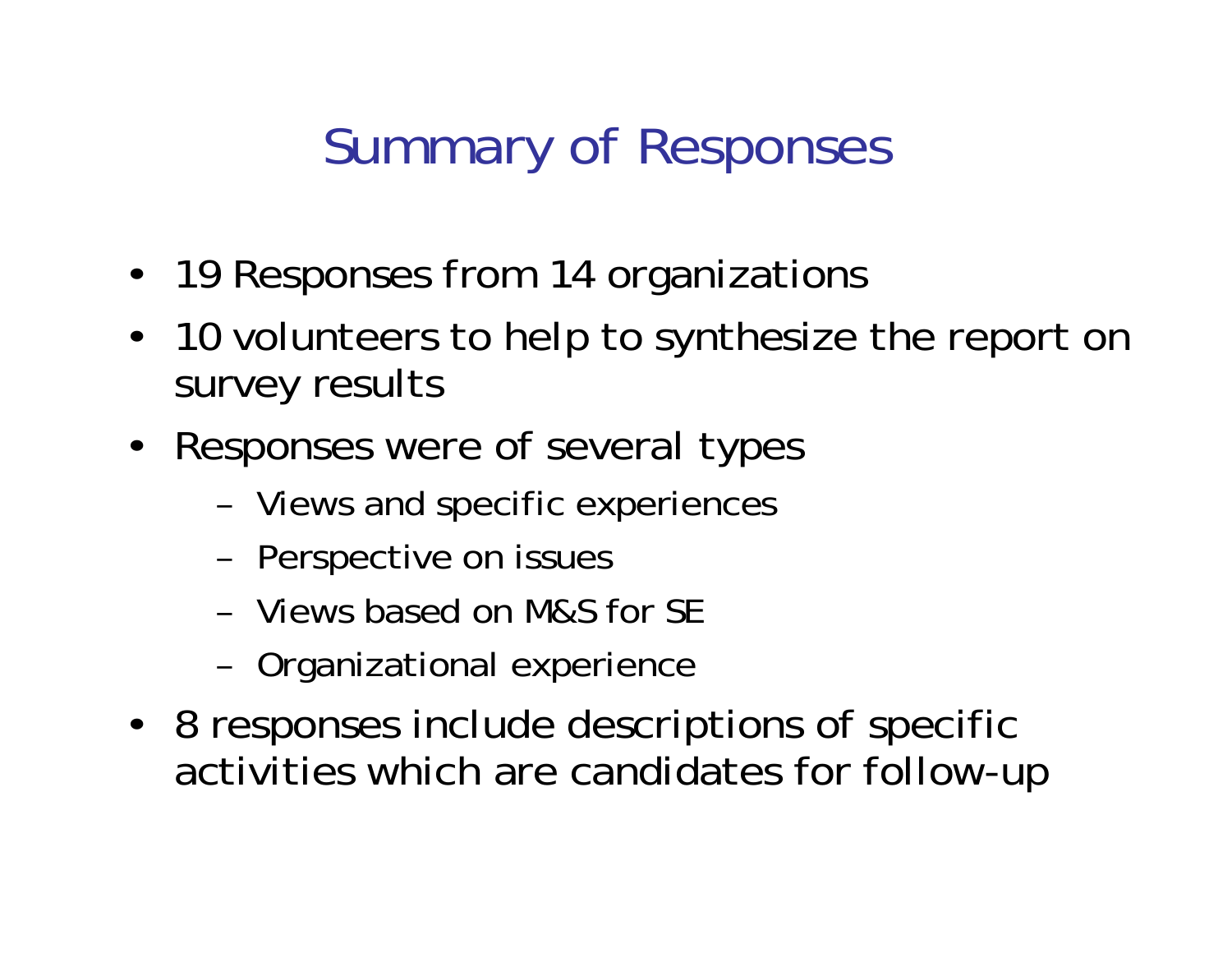# Summary of Responses

- 19 Responses from 14 organizations
- 10 volunteers to help to synthesize the report on survey results
- Responses were of several types
  - Views and specific experiences
  - Perspective on issues
  - Views based on M&S for SE
  - Organizational experience
- 8 responses include descriptions of specific activities which are candidates for follow-up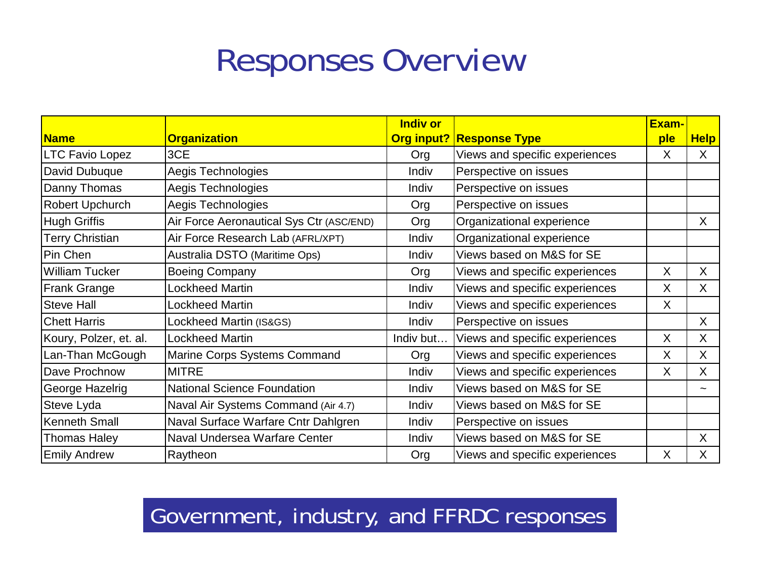# Responses Overview

| Name | Organization | Indiv or Org input? | Response Type | Exam-ple | Help |
|---|---|---|---|---|---|
| LTC Favio Lopez | 3CE | Org | Views and specific experiences | X | X |
| David Dubuque | Aegis Technologies | Indiv | Perspective on issues | | |
| Danny Thomas | Aegis Technologies | Indiv | Perspective on issues | | |
| Robert Upchurch | Aegis Technologies | Org | Perspective on issues | | |
| Hugh Griffis | Air Force Aeronautical Sys Ctr (ASC/END) | Org | Organizational experience | | X |
| Terry Christian | Air Force Research Lab (AFRL/XPT) | Indiv | Organizational experience | | |
| Pin Chen | Australia DSTO (Maritime Ops) | Indiv | Views based on M&S for SE | | |
| William Tucker | Boeing Company | Org | Views and specific experiences | X | X |
| Frank Grange | Lockheed Martin | Indiv | Views and specific experiences | X | X |
| Steve Hall | Lockheed Martin | Indiv | Views and specific experiences | X | |
| Chett Harris | Lockheed Martin (IS&GS) | Indiv | Perspective on issues | | X |
| Koury, Polzer, et. al. | Lockheed Martin | Indiv but… | Views and specific experiences | X | X |
| Lan-Than McGough | Marine Corps Systems Command | Org | Views and specific experiences | X | X |
| Dave Prochnow | MITRE | Indiv | Views and specific experiences | X | X |
| George Hazelrig | National Science Foundation | Indiv | Views based on M&S for SE | | ~ |
| Steve Lyda | Naval Air Systems Command (Air 4.7) | Indiv | Views based on M&S for SE | | |
| Kenneth Small | Naval Surface Warfare Cntr Dahlgren | Indiv | Perspective on issues | | |
| Thomas Haley | Naval Undersea Warfare Center | Indiv | Views based on M&S for SE | | X |
| Emily Andrew | Raytheon | Org | Views and specific experiences | X | X |

**Government, industry, and FFRDC responses**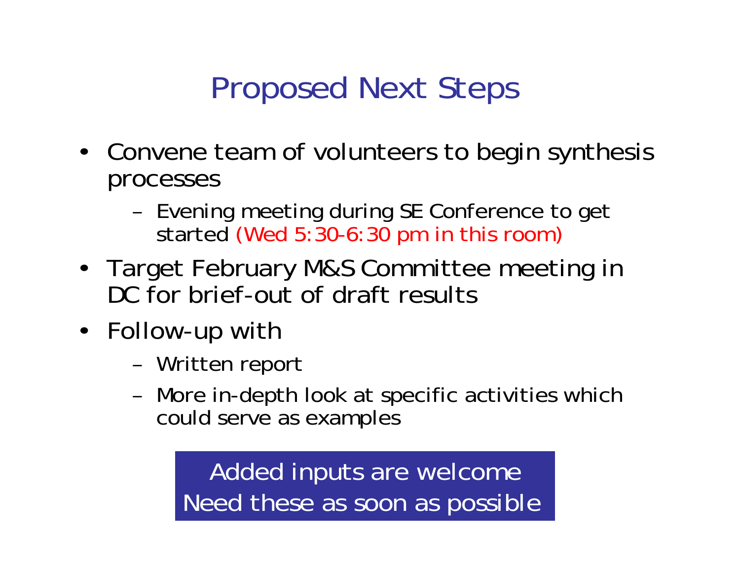# Proposed Next Steps

- Convene team of volunteers to begin synthesis processes
  - Evening meeting during SE Conference to get started (Wed 5:30-6:30 pm in this room)
- Target February M&S Committee meeting in DC for brief-out of draft results
- Follow-up with
  - Written report
  - More in-depth look at specific activities which could serve as examples

Added inputs are welcome
Need these as soon as possible